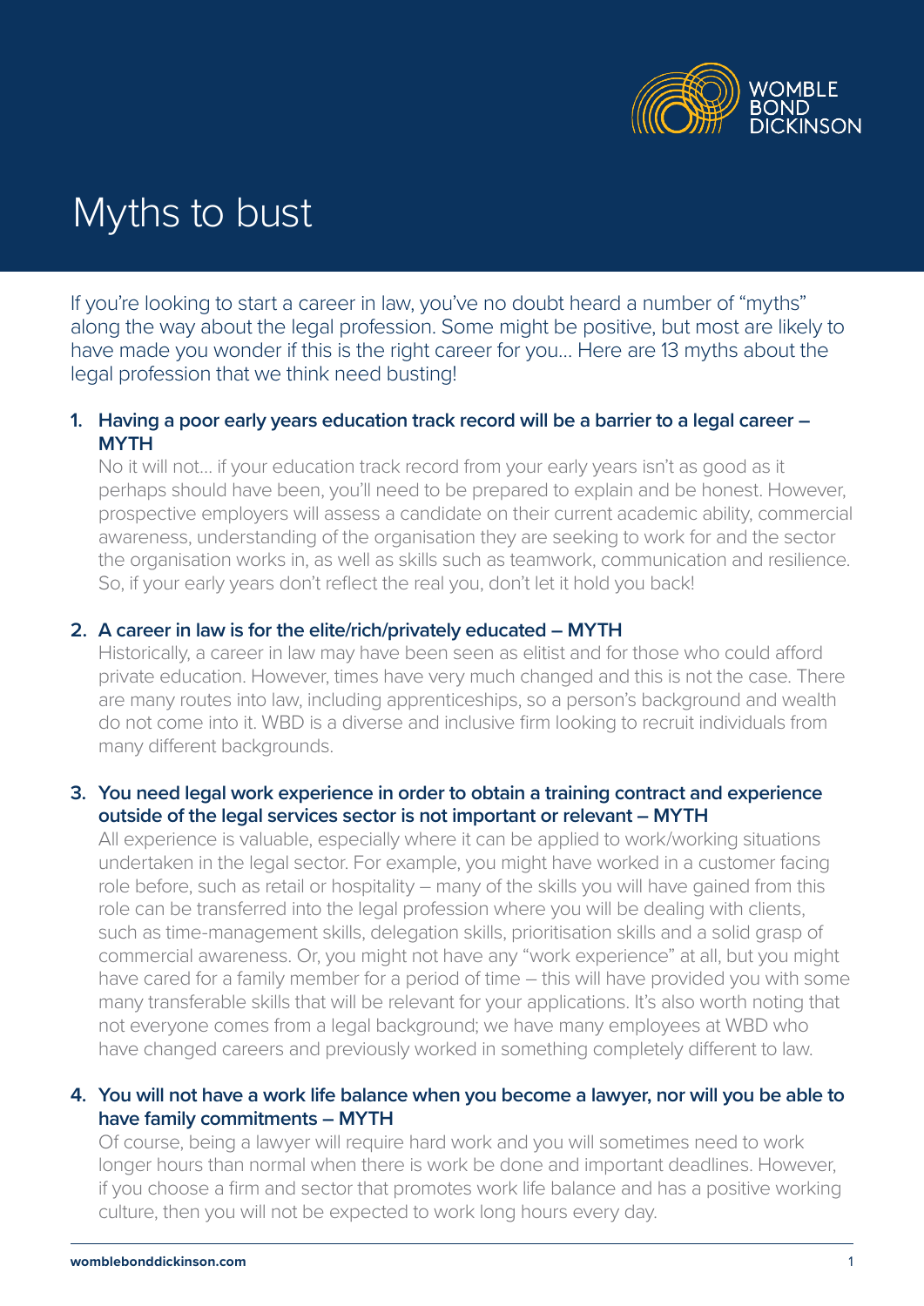WOMBLE BOND DICKINSON

# Myths to bust

If you're looking to start a career in law, you've no doubt heard a number of "myths" along the way about the legal profession. Some might be positive, but most are likely to have made you wonder if this is the right career for you... Here are 13 myths about the legal profession that we think need busting!

1. **Having a poor early years education track record will be a barrier to a legal career – MYTH**
   No it will not... if your education track record from your early years isn't as good as it perhaps should have been, you'll need to be prepared to explain and be honest. However, prospective employers will assess a candidate on their current academic ability, commercial awareness, understanding of the organisation they are seeking to work for and the sector the organisation works in, as well as skills such as teamwork, communication and resilience. So, if your early years don't reflect the real you, don't let it hold you back!

2. **A career in law is for the elite/rich/privately educated – MYTH**
   Historically, a career in law may have been seen as elitist and for those who could afford private education. However, times have very much changed and this is not the case. There are many routes into law, including apprenticeships, so a person's background and wealth do not come into it. WBD is a diverse and inclusive firm looking to recruit individuals from many different backgrounds.

3. **You need legal work experience in order to obtain a training contract and experience outside of the legal services sector is not important or relevant – MYTH**
   All experience is valuable, especially where it can be applied to work/working situations undertaken in the legal sector. For example, you might have worked in a customer facing role before, such as retail or hospitality – many of the skills you will have gained from this role can be transferred into the legal profession where you will be dealing with clients, such as time-management skills, delegation skills, prioritisation skills and a solid grasp of commercial awareness. Or, you might not have any "work experience" at all, but you might have cared for a family member for a period of time – this will have provided you with some many transferable skills that will be relevant for your applications. It's also worth noting that not everyone comes from a legal background; we have many employees at WBD who have changed careers and previously worked in something completely different to law.

4. **You will not have a work life balance when you become a lawyer, nor will you be able to have family commitments – MYTH**
   Of course, being a lawyer will require hard work and you will sometimes need to work longer hours than normal when there is work be done and important deadlines. However, if you choose a firm and sector that promotes work life balance and has a positive working culture, then you will not be expected to work long hours every day.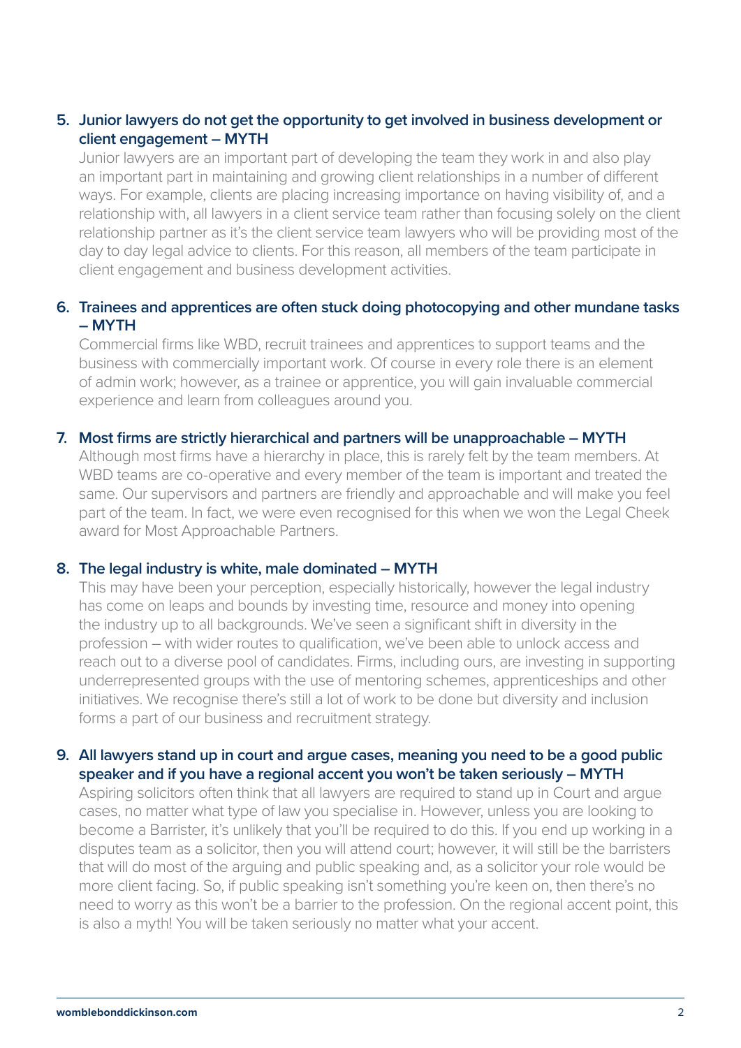5. **Junior lawyers do not get the opportunity to get involved in business development or client engagement – MYTH**

   Junior lawyers are an important part of developing the team they work in and also play an important part in maintaining and growing client relationships in a number of different ways. For example, clients are placing increasing importance on having visibility of, and a relationship with, all lawyers in a client service team rather than focusing solely on the client relationship partner as it's the client service team lawyers who will be providing most of the day to day legal advice to clients. For this reason, all members of the team participate in client engagement and business development activities.

6. **Trainees and apprentices are often stuck doing photocopying and other mundane tasks – MYTH**

   Commercial firms like WBD, recruit trainees and apprentices to support teams and the business with commercially important work. Of course in every role there is an element of admin work; however, as a trainee or apprentice, you will gain invaluable commercial experience and learn from colleagues around you.

7. **Most firms are strictly hierarchical and partners will be unapproachable – MYTH**

   Although most firms have a hierarchy in place, this is rarely felt by the team members. At WBD teams are co-operative and every member of the team is important and treated the same. Our supervisors and partners are friendly and approachable and will make you feel part of the team. In fact, we were even recognised for this when we won the Legal Cheek award for Most Approachable Partners.

8. **The legal industry is white, male dominated – MYTH**

   This may have been your perception, especially historically, however the legal industry has come on leaps and bounds by investing time, resource and money into opening the industry up to all backgrounds. We've seen a significant shift in diversity in the profession – with wider routes to qualification, we've been able to unlock access and reach out to a diverse pool of candidates. Firms, including ours, are investing in supporting underrepresented groups with the use of mentoring schemes, apprenticeships and other initiatives. We recognise there's still a lot of work to be done but diversity and inclusion forms a part of our business and recruitment strategy.

9. **All lawyers stand up in court and argue cases, meaning you need to be a good public speaker and if you have a regional accent you won't be taken seriously – MYTH**

   Aspiring solicitors often think that all lawyers are required to stand up in Court and argue cases, no matter what type of law you specialise in. However, unless you are looking to become a Barrister, it's unlikely that you'll be required to do this. If you end up working in a disputes team as a solicitor, then you will attend court; however, it will still be the barristers that will do most of the arguing and public speaking and, as a solicitor your role would be more client facing. So, if public speaking isn't something you're keen on, then there's no need to worry as this won't be a barrier to the profession. On the regional accent point, this is also a myth! You will be taken seriously no matter what your accent.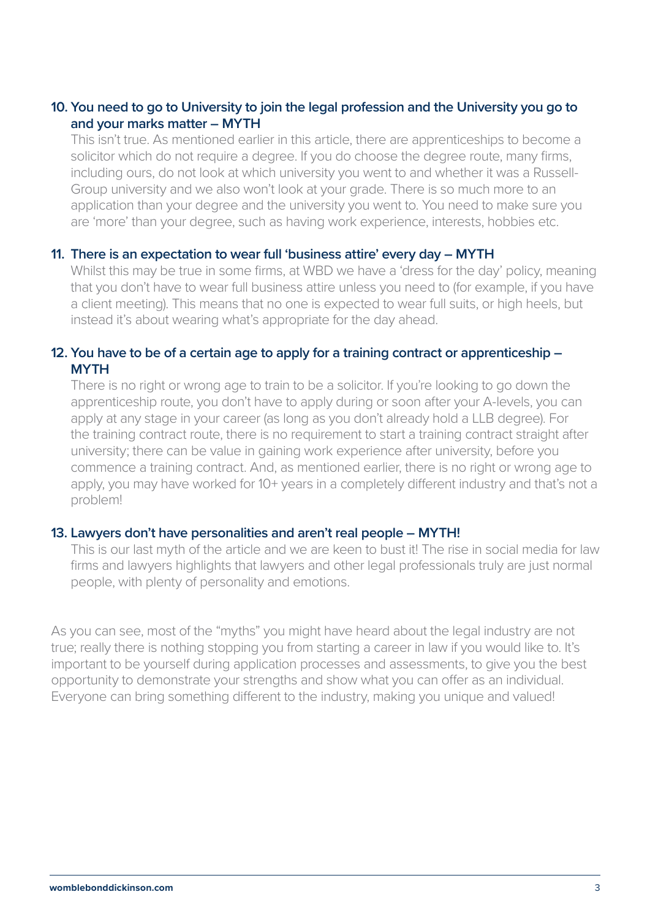10. **You need to go to University to join the legal profession and the University you go to and your marks matter – MYTH**

    This isn't true. As mentioned earlier in this article, there are apprenticeships to become a solicitor which do not require a degree. If you do choose the degree route, many firms, including ours, do not look at which university you went to and whether it was a Russell-Group university and we also won't look at your grade. There is so much more to an application than your degree and the university you went to. You need to make sure you are 'more' than your degree, such as having work experience, interests, hobbies etc.

11. **There is an expectation to wear full 'business attire' every day – MYTH**

    Whilst this may be true in some firms, at WBD we have a 'dress for the day' policy, meaning that you don't have to wear full business attire unless you need to (for example, if you have a client meeting). This means that no one is expected to wear full suits, or high heels, but instead it's about wearing what's appropriate for the day ahead.

12. **You have to be of a certain age to apply for a training contract or apprenticeship – MYTH**

    There is no right or wrong age to train to be a solicitor. If you're looking to go down the apprenticeship route, you don't have to apply during or soon after your A-levels, you can apply at any stage in your career (as long as you don't already hold a LLB degree). For the training contract route, there is no requirement to start a training contract straight after university; there can be value in gaining work experience after university, before you commence a training contract. And, as mentioned earlier, there is no right or wrong age to apply, you may have worked for 10+ years in a completely different industry and that's not a problem!

13. **Lawyers don't have personalities and aren't real people – MYTH!**

    This is our last myth of the article and we are keen to bust it! The rise in social media for law firms and lawyers highlights that lawyers and other legal professionals truly are just normal people, with plenty of personality and emotions.

As you can see, most of the "myths" you might have heard about the legal industry are not true; really there is nothing stopping you from starting a career in law if you would like to. It's important to be yourself during application processes and assessments, to give you the best opportunity to demonstrate your strengths and show what you can offer as an individual. Everyone can bring something different to the industry, making you unique and valued!